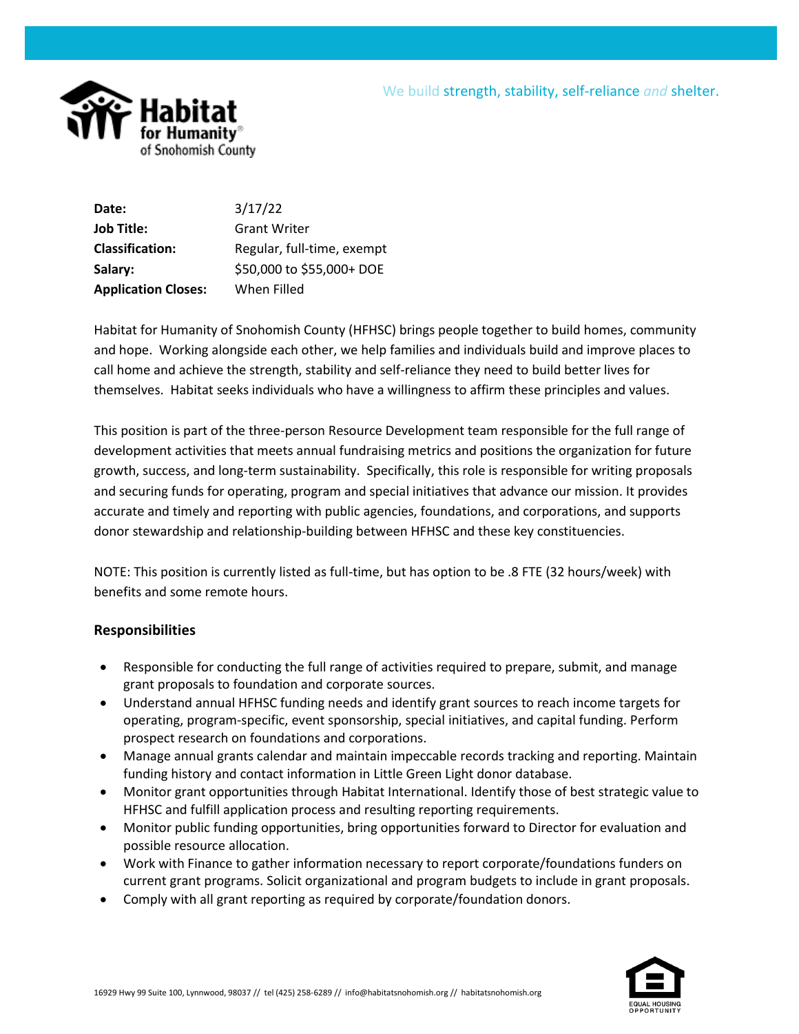We build strength, stability, self-reliance *and* shelter.

| | |
|---|---|
| **Date:** | 3/17/22 |
| **Job Title:** | Grant Writer |
| **Classification:** | Regular, full-time, exempt |
| **Salary:** | $50,000 to $55,000+ DOE |
| **Application Closes:** | When Filled |

Habitat for Humanity of Snohomish County (HFHSC) brings people together to build homes, community and hope. Working alongside each other, we help families and individuals build and improve places to call home and achieve the strength, stability and self-reliance they need to build better lives for themselves. Habitat seeks individuals who have a willingness to affirm these principles and values.

This position is part of the three-person Resource Development team responsible for the full range of development activities that meets annual fundraising metrics and positions the organization for future growth, success, and long-term sustainability. Specifically, this role is responsible for writing proposals and securing funds for operating, program and special initiatives that advance our mission. It provides accurate and timely and reporting with public agencies, foundations, and corporations, and supports donor stewardship and relationship-building between HFHSC and these key constituencies.

NOTE: This position is currently listed as full-time, but has option to be .8 FTE (32 hours/week) with benefits and some remote hours.

### Responsibilities

- Responsible for conducting the full range of activities required to prepare, submit, and manage grant proposals to foundation and corporate sources.
- Understand annual HFHSC funding needs and identify grant sources to reach income targets for operating, program-specific, event sponsorship, special initiatives, and capital funding. Perform prospect research on foundations and corporations.
- Manage annual grants calendar and maintain impeccable records tracking and reporting. Maintain funding history and contact information in Little Green Light donor database.
- Monitor grant opportunities through Habitat International. Identify those of best strategic value to HFHSC and fulfill application process and resulting reporting requirements.
- Monitor public funding opportunities, bring opportunities forward to Director for evaluation and possible resource allocation.
- Work with Finance to gather information necessary to report corporate/foundations funders on current grant programs. Solicit organizational and program budgets to include in grant proposals.
- Comply with all grant reporting as required by corporate/foundation donors.

16929 Hwy 99 Suite 100, Lynnwood, 98037 // tel (425) 258-6289 // info@habitatsnohomish.org // habitatsnohomish.org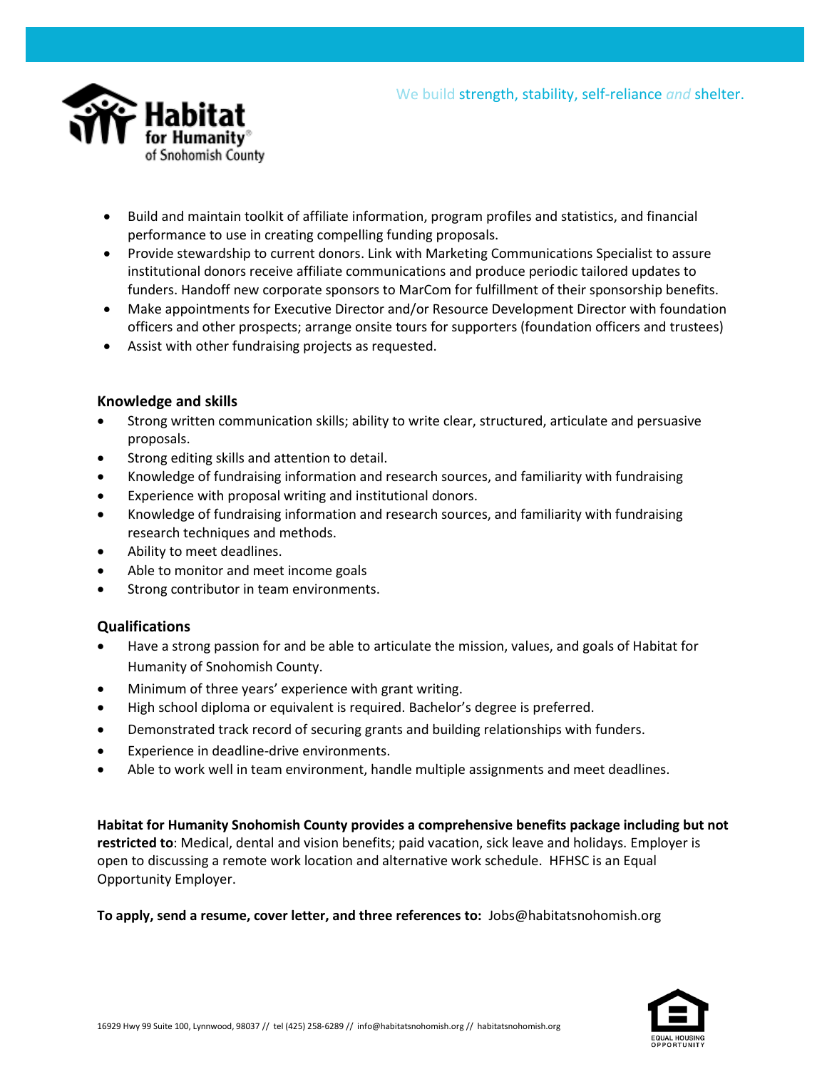- Build and maintain toolkit of affiliate information, program profiles and statistics, and financial performance to use in creating compelling funding proposals.
- Provide stewardship to current donors. Link with Marketing Communications Specialist to assure institutional donors receive affiliate communications and produce periodic tailored updates to funders. Handoff new corporate sponsors to MarCom for fulfillment of their sponsorship benefits.
- Make appointments for Executive Director and/or Resource Development Director with foundation officers and other prospects; arrange onsite tours for supporters (foundation officers and trustees)
- Assist with other fundraising projects as requested.

### Knowledge and skills

- Strong written communication skills; ability to write clear, structured, articulate and persuasive proposals.
- Strong editing skills and attention to detail.
- Knowledge of fundraising information and research sources, and familiarity with fundraising
- Experience with proposal writing and institutional donors.
- Knowledge of fundraising information and research sources, and familiarity with fundraising research techniques and methods.
- Ability to meet deadlines.
- Able to monitor and meet income goals
- Strong contributor in team environments.

### Qualifications

- Have a strong passion for and be able to articulate the mission, values, and goals of Habitat for Humanity of Snohomish County.
- Minimum of three years' experience with grant writing.
- High school diploma or equivalent is required. Bachelor's degree is preferred.
- Demonstrated track record of securing grants and building relationships with funders.
- Experience in deadline-drive environments.
- Able to work well in team environment, handle multiple assignments and meet deadlines.

**Habitat for Humanity Snohomish County provides a comprehensive benefits package including but not restricted to**: Medical, dental and vision benefits; paid vacation, sick leave and holidays. Employer is open to discussing a remote work location and alternative work schedule. HFHSC is an Equal Opportunity Employer.

**To apply, send a resume, cover letter, and three references to:** Jobs@habitatsnohomish.org